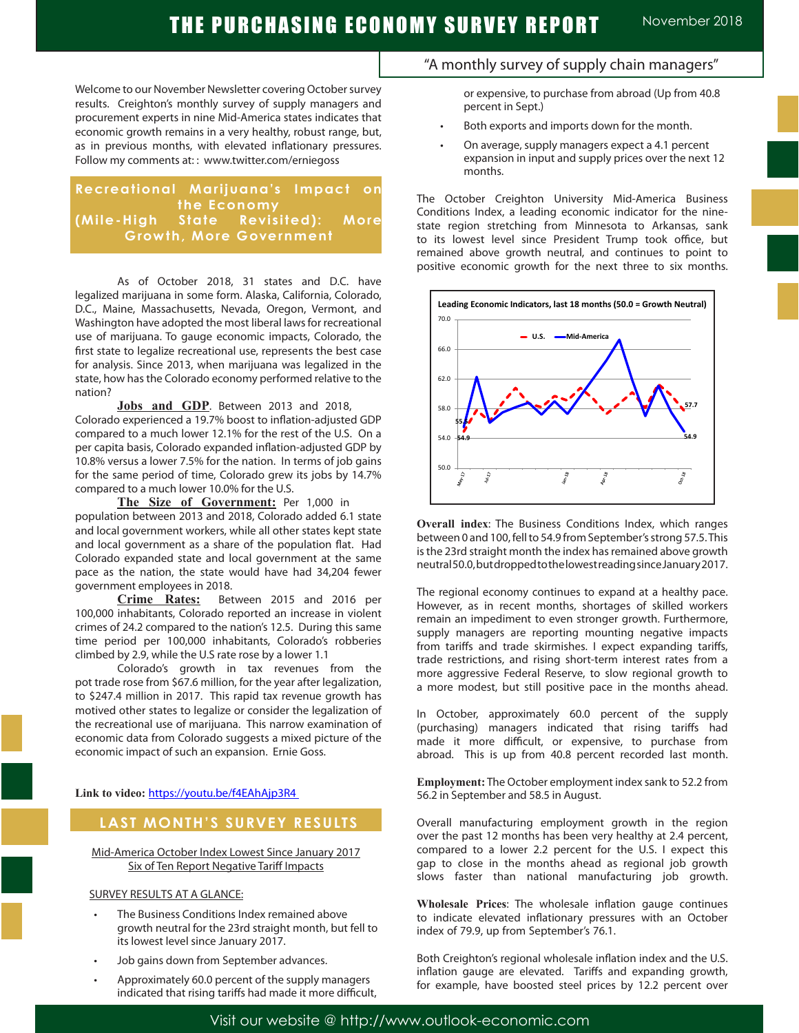# THE PURCHASING ECONOMY SURVEY REPORT

November 2018

"A monthly survey of supply chain managers"

Welcome to our November Newsletter covering October survey results. Creighton's monthly survey of supply managers and procurement experts in nine Mid-America states indicates that economic growth remains in a very healthy, robust range, but, as in previous months, with elevated inflationary pressures. Follow my comments at: : www.twitter.com/erniegoss

## Recreational Marijuana's Impact on the Economy (Mile-High State Revisited): More Growth, More Government

As of October 2018, 31 states and D.C. have legalized marijuana in some form. Alaska, California, Colorado, D.C., Maine, Massachusetts, Nevada, Oregon, Vermont, and Washington have adopted the most liberal laws for recreational use of marijuana. To gauge economic impacts, Colorado, the first state to legalize recreational use, represents the best case for analysis. Since 2013, when marijuana was legalized in the state, how has the Colorado economy performed relative to the nation?

**Jobs and GDP**. Between 2013 and 2018, Colorado experienced a 19.7% boost to inflation-adjusted GDP compared to a much lower 12.1% for the rest of the U.S. On a per capita basis, Colorado expanded inflation-adjusted GDP by 10.8% versus a lower 7.5% for the nation. In terms of job gains for the same period of time, Colorado grew its jobs by 14.7% compared to a much lower 10.0% for the U.S.

**The Size of Government:** Per 1,000 in population between 2013 and 2018, Colorado added 6.1 state and local government workers, while all other states kept state and local government as a share of the population flat. Had Colorado expanded state and local government at the same pace as the nation, the state would have had 34,204 fewer government employees in 2018.

**Crime Rates:** Between 2015 and 2016 per 100,000 inhabitants, Colorado reported an increase in violent crimes of 24.2 compared to the nation's 12.5. During this same time period per 100,000 inhabitants, Colorado's robberies climbed by 2.9, while the U.S rate rose by a lower 1.1

Colorado's growth in tax revenues from the pot trade rose from $67.6 million, for the year after legalization, to $247.4 million in 2017. This rapid tax revenue growth has motived other states to legalize or consider the legalization of the recreational use of marijuana. This narrow examination of economic data from Colorado suggests a mixed picture of the economic impact of such an expansion. Ernie Goss.

**Link to video:** https://youtu.be/f4EAhAjp3R4

## LAST MONTH'S SURVEY RESULTS

Mid-America October Index Lowest Since January 2017
Six of Ten Report Negative Tariff Impacts

SURVEY RESULTS AT A GLANCE:

- The Business Conditions Index remained above growth neutral for the 23rd straight month, but fell to its lowest level since January 2017.
- Job gains down from September advances.
- Approximately 60.0 percent of the supply managers indicated that rising tariffs had made it more difficult, or expensive, to purchase from abroad (Up from 40.8 percent in Sept.)
- Both exports and imports down for the month.
- On average, supply managers expect a 4.1 percent expansion in input and supply prices over the next 12 months.

The October Creighton University Mid-America Business Conditions Index, a leading economic indicator for the nine-state region stretching from Minnesota to Arkansas, sank to its lowest level since President Trump took office, but remained above growth neutral, and continues to point to positive economic growth for the next three to six months.

Leading Economic Indicators, last 18 months (50.0 = Growth Neutral)

**Overall index**: The Business Conditions Index, which ranges between 0 and 100, fell to 54.9 from September's strong 57.5. This is the 23rd straight month the index has remained above growth neutral 50.0, but dropped to the lowest reading since January 2017.

The regional economy continues to expand at a healthy pace. However, as in recent months, shortages of skilled workers remain an impediment to even stronger growth. Furthermore, supply managers are reporting mounting negative impacts from tariffs and trade skirmishes. I expect expanding tariffs, trade restrictions, and rising short-term interest rates from a more aggressive Federal Reserve, to slow regional growth to a more modest, but still positive pace in the months ahead.

In October, approximately 60.0 percent of the supply (purchasing) managers indicated that rising tariffs had made it more difficult, or expensive, to purchase from abroad. This is up from 40.8 percent recorded last month.

**Employment:** The October employment index sank to 52.2 from 56.2 in September and 58.5 in August.

Overall manufacturing employment growth in the region over the past 12 months has been very healthy at 2.4 percent, compared to a lower 2.2 percent for the U.S. I expect this gap to close in the months ahead as regional job growth slows faster than national manufacturing job growth.

**Wholesale Prices**: The wholesale inflation gauge continues to indicate elevated inflationary pressures with an October index of 79.9, up from September's 76.1.

Both Creighton's regional wholesale inflation index and the U.S. inflation gauge are elevated. Tariffs and expanding growth, for example, have boosted steel prices by 12.2 percent over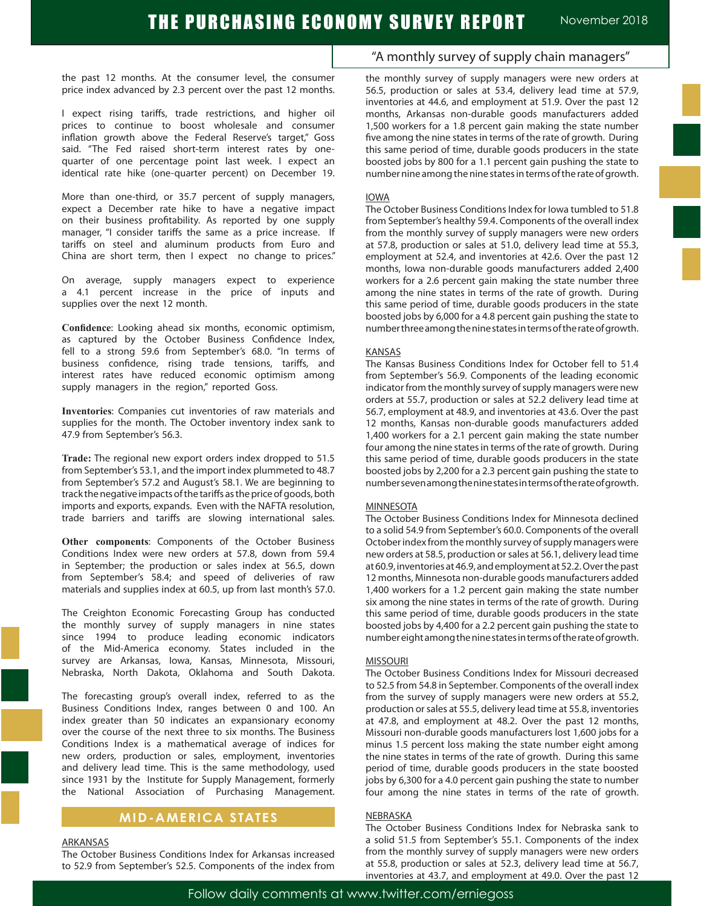the past 12 months. At the consumer level, the consumer price index advanced by 2.3 percent over the past 12 months.

I expect rising tariffs, trade restrictions, and higher oil prices to continue to boost wholesale and consumer inflation growth above the Federal Reserve's target," Goss said. "The Fed raised short-term interest rates by one-quarter of one percentage point last week. I expect an identical rate hike (one-quarter percent) on December 19.

More than one-third, or 35.7 percent of supply managers, expect a December rate hike to have a negative impact on their business profitability. As reported by one supply manager, "I consider tariffs the same as a price increase. If tariffs on steel and aluminum products from Euro and China are short term, then I expect no change to prices."

On average, supply managers expect to experience a 4.1 percent increase in the price of inputs and supplies over the next 12 month.

**Confidence**: Looking ahead six months, economic optimism, as captured by the October Business Confidence Index, fell to a strong 59.6 from September's 68.0. "In terms of business confidence, rising trade tensions, tariffs, and interest rates have reduced economic optimism among supply managers in the region," reported Goss.

**Inventories**: Companies cut inventories of raw materials and supplies for the month. The October inventory index sank to 47.9 from September's 56.3.

**Trade:** The regional new export orders index dropped to 51.5 from September's 53.1, and the import index plummeted to 48.7 from September's 57.2 and August's 58.1. We are beginning to track the negative impacts of the tariffs as the price of goods, both imports and exports, expands. Even with the NAFTA resolution, trade barriers and tariffs are slowing international sales.

**Other components**: Components of the October Business Conditions Index were new orders at 57.8, down from 59.4 in September; the production or sales index at 56.5, down from September's 58.4; and speed of deliveries of raw materials and supplies index at 60.5, up from last month's 57.0.

The Creighton Economic Forecasting Group has conducted the monthly survey of supply managers in nine states since 1994 to produce leading economic indicators of the Mid-America economy. States included in the survey are Arkansas, Iowa, Kansas, Minnesota, Missouri, Nebraska, North Dakota, Oklahoma and South Dakota.

The forecasting group's overall index, referred to as the Business Conditions Index, ranges between 0 and 100. An index greater than 50 indicates an expansionary economy over the course of the next three to six months. The Business Conditions Index is a mathematical average of indices for new orders, production or sales, employment, inventories and delivery lead time. This is the same methodology, used since 1931 by the Institute for Supply Management, formerly the National Association of Purchasing Management.

## MID-AMERICA STATES

### ARKANSAS

The October Business Conditions Index for Arkansas increased to 52.9 from September's 52.5. Components of the index from the monthly survey of supply managers were new orders at 56.5, production or sales at 53.4, delivery lead time at 57.9, inventories at 44.6, and employment at 51.9. Over the past 12 months, Arkansas non-durable goods manufacturers added 1,500 workers for a 1.8 percent gain making the state number five among the nine states in terms of the rate of growth. During this same period of time, durable goods producers in the state boosted jobs by 800 for a 1.1 percent gain pushing the state to number nine among the nine states in terms of the rate of growth.

### IOWA

The October Business Conditions Index for Iowa tumbled to 51.8 from September's healthy 59.4. Components of the overall index from the monthly survey of supply managers were new orders at 57.8, production or sales at 51.0, delivery lead time at 55.3, employment at 52.4, and inventories at 42.6. Over the past 12 months, Iowa non-durable goods manufacturers added 2,400 workers for a 2.6 percent gain making the state number three among the nine states in terms of the rate of growth. During this same period of time, durable goods producers in the state boosted jobs by 6,000 for a 4.8 percent gain pushing the state to number three among the nine states in terms of the rate of growth.

### KANSAS

The Kansas Business Conditions Index for October fell to 51.4 from September's 56.9. Components of the leading economic indicator from the monthly survey of supply managers were new orders at 55.7, production or sales at 52.2 delivery lead time at 56.7, employment at 48.9, and inventories at 43.6. Over the past 12 months, Kansas non-durable goods manufacturers added 1,400 workers for a 2.1 percent gain making the state number four among the nine states in terms of the rate of growth. During this same period of time, durable goods producers in the state boosted jobs by 2,200 for a 2.3 percent gain pushing the state to number seven among the nine states in terms of the rate of growth.

### MINNESOTA

The October Business Conditions Index for Minnesota declined to a solid 54.9 from September's 60.0. Components of the overall October index from the monthly survey of supply managers were new orders at 58.5, production or sales at 56.1, delivery lead time at 60.9, inventories at 46.9, and employment at 52.2. Over the past 12 months, Minnesota non-durable goods manufacturers added 1,400 workers for a 1.2 percent gain making the state number six among the nine states in terms of the rate of growth. During this same period of time, durable goods producers in the state boosted jobs by 4,400 for a 2.2 percent gain pushing the state to number eight among the nine states in terms of the rate of growth.

### MISSOURI

The October Business Conditions Index for Missouri decreased to 52.5 from 54.8 in September. Components of the overall index from the survey of supply managers were new orders at 55.2, production or sales at 55.5, delivery lead time at 55.8, inventories at 47.8, and employment at 48.2. Over the past 12 months, Missouri non-durable goods manufacturers lost 1,600 jobs for a minus 1.5 percent loss making the state number eight among the nine states in terms of the rate of growth. During this same period of time, durable goods producers in the state boosted jobs by 6,300 for a 4.0 percent gain pushing the state to number four among the nine states in terms of the rate of growth.

### NEBRASKA

The October Business Conditions Index for Nebraska sank to a solid 51.5 from September's 55.1. Components of the index from the monthly survey of supply managers were new orders at 55.8, production or sales at 52.3, delivery lead time at 56.7, inventories at 43.7, and employment at 49.0. Over the past 12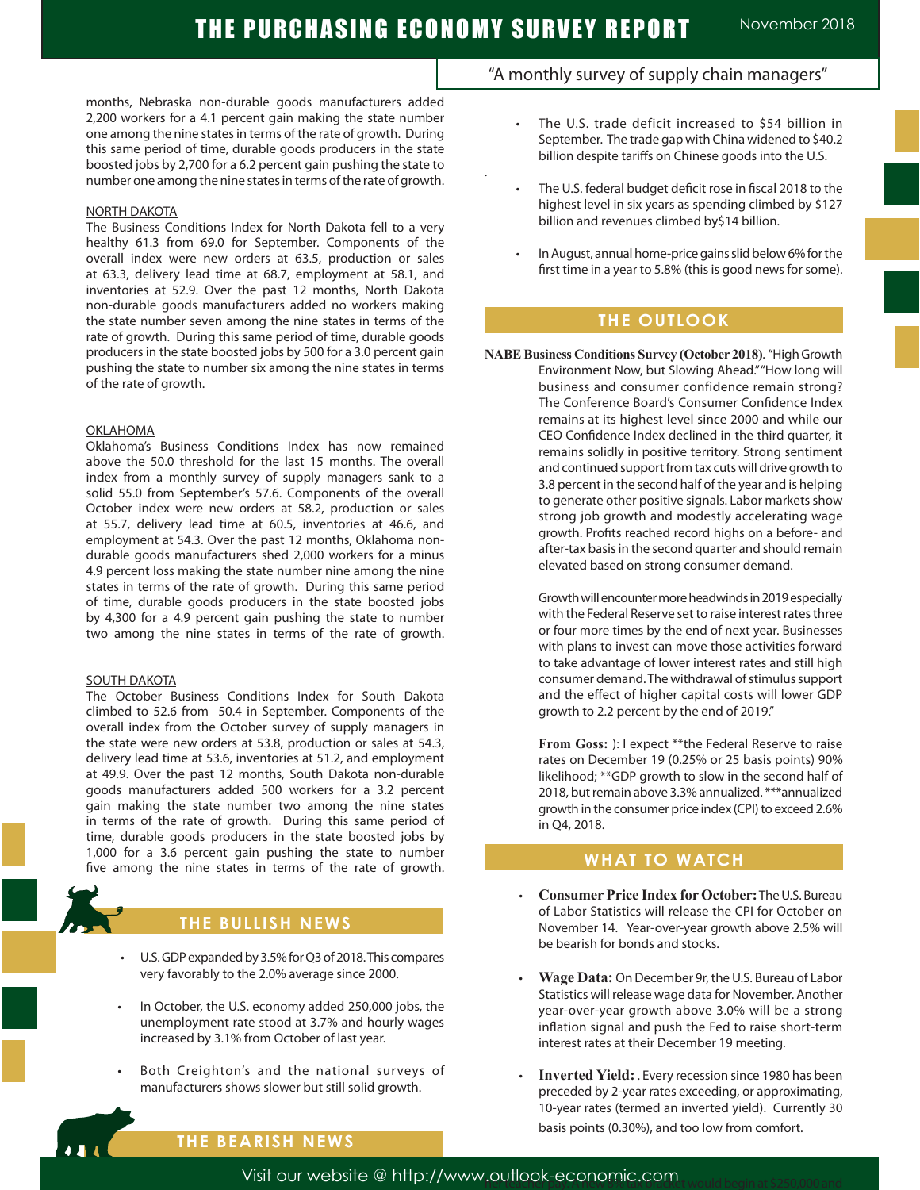months, Nebraska non-durable goods manufacturers added 2,200 workers for a 4.1 percent gain making the state number one among the nine states in terms of the rate of growth. During this same period of time, durable goods producers in the state boosted jobs by 2,700 for a 6.2 percent gain pushing the state to number one among the nine states in terms of the rate of growth.

NORTH DAKOTA

The Business Conditions Index for North Dakota fell to a very healthy 61.3 from 69.0 for September. Components of the overall index were new orders at 63.5, production or sales at 63.3, delivery lead time at 68.7, employment at 58.1, and inventories at 52.9. Over the past 12 months, North Dakota non-durable goods manufacturers added no workers making the state number seven among the nine states in terms of the rate of growth. During this same period of time, durable goods producers in the state boosted jobs by 500 for a 3.0 percent gain pushing the state to number six among the nine states in terms of the rate of growth.

OKLAHOMA

Oklahoma's Business Conditions Index has now remained above the 50.0 threshold for the last 15 months. The overall index from a monthly survey of supply managers sank to a solid 55.0 from September's 57.6. Components of the overall October index were new orders at 58.2, production or sales at 55.7, delivery lead time at 60.5, inventories at 46.6, and employment at 54.3. Over the past 12 months, Oklahoma non-durable goods manufacturers shed 2,000 workers for a minus 4.9 percent loss making the state number nine among the nine states in terms of the rate of growth. During this same period of time, durable goods producers in the state boosted jobs by 4,300 for a 4.9 percent gain pushing the state to number two among the nine states in terms of the rate of growth.

SOUTH DAKOTA

The October Business Conditions Index for South Dakota climbed to 52.6 from 50.4 in September. Components of the overall index from the October survey of supply managers in the state were new orders at 53.8, production or sales at 54.3, delivery lead time at 53.6, inventories at 51.2, and employment at 49.9. Over the past 12 months, South Dakota non-durable goods manufacturers added 500 workers for a 3.2 percent gain making the state number two among the nine states in terms of the rate of growth. During this same period of time, durable goods producers in the state boosted jobs by 1,000 for a 3.6 percent gain pushing the state to number five among the nine states in terms of the rate of growth.

## THE BULLISH NEWS

- U.S. GDP expanded by 3.5% for Q3 of 2018. This compares very favorably to the 2.0% average since 2000.
- In October, the U.S. economy added 250,000 jobs, the unemployment rate stood at 3.7% and hourly wages increased by 3.1% from October of last year.
- Both Creighton's and the national surveys of manufacturers shows slower but still solid growth.

## THE BEARISH NEWS

- The U.S. trade deficit increased to $54 billion in September. The trade gap with China widened to $40.2 billion despite tariffs on Chinese goods into the U.S.
- The U.S. federal budget deficit rose in fiscal 2018 to the highest level in six years as spending climbed by $127 billion and revenues climbed by$14 billion.
- In August, annual home-price gains slid below 6% for the first time in a year to 5.8% (this is good news for some).

## THE OUTLOOK

**NABE Business Conditions Survey (October 2018)**. "High Growth Environment Now, but Slowing Ahead." "How long will business and consumer confidence remain strong? The Conference Board's Consumer Confidence Index remains at its highest level since 2000 and while our CEO Confidence Index declined in the third quarter, it remains solidly in positive territory. Strong sentiment and continued support from tax cuts will drive growth to 3.8 percent in the second half of the year and is helping to generate other positive signals. Labor markets show strong job growth and modestly accelerating wage growth. Profits reached record highs on a before- and after-tax basis in the second quarter and should remain elevated based on strong consumer demand.

Growth will encounter more headwinds in 2019 especially with the Federal Reserve set to raise interest rates three or four more times by the end of next year. Businesses with plans to invest can move those activities forward to take advantage of lower interest rates and still high consumer demand. The withdrawal of stimulus support and the effect of higher capital costs will lower GDP growth to 2.2 percent by the end of 2019."

**From Goss:** ): I expect **the Federal Reserve to raise rates on December 19 (0.25% or 25 basis points) 90% likelihood; **GDP growth to slow in the second half of 2018, but remain above 3.3% annualized. ***annualized growth in the consumer price index (CPI) to exceed 2.6% in Q4, 2018.

## WHAT TO WATCH

- **Consumer Price Index for October:** The U.S. Bureau of Labor Statistics will release the CPI for October on November 14. Year-over-year growth above 2.5% will be bearish for bonds and stocks.
- **Wage Data:** On December 9r, the U.S. Bureau of Labor Statistics will release wage data for November. Another year-over-year growth above 3.0% will be a strong inflation signal and push the Fed to raise short-term interest rates at their December 19 meeting.
- **Inverted Yield:** . Every recession since 1980 has been preceded by 2-year rates exceeding, or approximating, 10-year rates (termed an inverted yield). Currently 30 basis points (0.30%), and too low from comfort.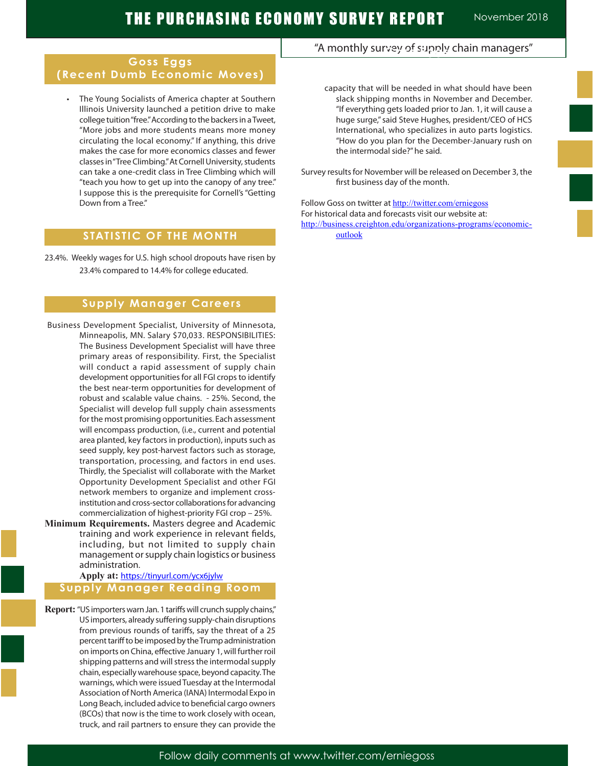## Goss Eggs (Recent Dumb Economic Moves)

- The Young Socialists of America chapter at Southern Illinois University launched a petition drive to make college tuition "free." According to the backers in a Tweet, "More jobs and more students means more money circulating the local economy." If anything, this drive makes the case for more economics classes and fewer classes in "Tree Climbing." At Cornell University, students can take a one-credit class in Tree Climbing which will "teach you how to get up into the canopy of any tree." I suppose this is the prerequisite for Cornell's "Getting Down from a Tree."

## STATISTIC OF THE MONTH

23.4%. Weekly wages for U.S. high school dropouts have risen by 23.4% compared to 14.4% for college educated.

## Supply Manager Careers

Business Development Specialist, University of Minnesota, Minneapolis, MN. Salary $70,033. RESPONSIBILITIES: The Business Development Specialist will have three primary areas of responsibility. First, the Specialist will conduct a rapid assessment of supply chain development opportunities for all FGI crops to identify the best near-term opportunities for development of robust and scalable value chains. - 25%. Second, the Specialist will develop full supply chain assessments for the most promising opportunities. Each assessment will encompass production, (i.e., current and potential area planted, key factors in production), inputs such as seed supply, key post-harvest factors such as storage, transportation, processing, and factors in end uses. Thirdly, the Specialist will collaborate with the Market Opportunity Development Specialist and other FGI network members to organize and implement cross-institution and cross-sector collaborations for advancing commercialization of highest-priority FGI crop – 25%.

**Minimum Requirements.** Masters degree and Academic training and work experience in relevant fields, including, but not limited to supply chain management or supply chain logistics or business administration.

**Apply at:** https://tinyurl.com/ycx6jylw

## Supply Manager Reading Room

**Report:** "US importers warn Jan. 1 tariffs will crunch supply chains," US importers, already suffering supply-chain disruptions from previous rounds of tariffs, say the threat of a 25 percent tariff to be imposed by the Trump administration on imports on China, effective January 1, will further roil shipping patterns and will stress the intermodal supply chain, especially warehouse space, beyond capacity. The warnings, which were issued Tuesday at the Intermodal Association of North America (IANA) Intermodal Expo in Long Beach, included advice to beneficial cargo owners (BCOs) that now is the time to work closely with ocean, truck, and rail partners to ensure they can provide the capacity that will be needed in what should have been slack shipping months in November and December. "If everything gets loaded prior to Jan. 1, it will cause a huge surge," said Steve Hughes, president/CEO of HCS International, who specializes in auto parts logistics. "How do you plan for the December-January rush on the intermodal side?" he said.

Survey results for November will be released on December 3, the first business day of the month.

Follow Goss on twitter at http://twitter.com/erniegoss
For historical data and forecasts visit our website at:
http://business.creighton.edu/organizations-programs/economic-outlook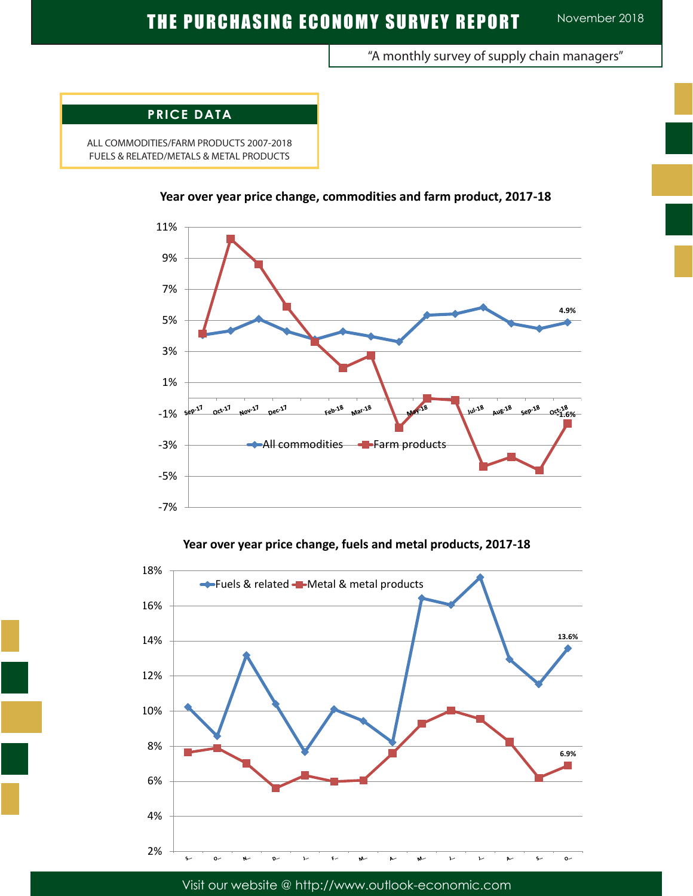# THE PURCHASING ECONOMY SURVEY REPORT

November 2018

"A monthly survey of supply chain managers"

## PRICE DATA

ALL COMMODITIES/FARM PRODUCTS 2007-2018
FUELS & RELATED/METALS & METAL PRODUCTS

### Year over year price change, commodities and farm product, 2017-18

11%
9%
7%
5%
3%
1%
-1%
-3%
-5%
-7%

Sep-17 Oct-17 Nov-17 Dec-17 Feb-18 Mar-18 May-18 Jul-18 Aug-18 Sep-18 Oct-18

4.9%
-1.6%

All commodities
Farm products

### Year over year price change, fuels and metal products, 2017-18

18%
16%
14%
12%
10%
8%
6%
4%
2%

S... O... N... D... J... F... M... A... M... J... J... A... S... O...

13.6%
6.9%

Fuels & related
Metal & metal products

Visit our website @ http://www.outlook-economic.com